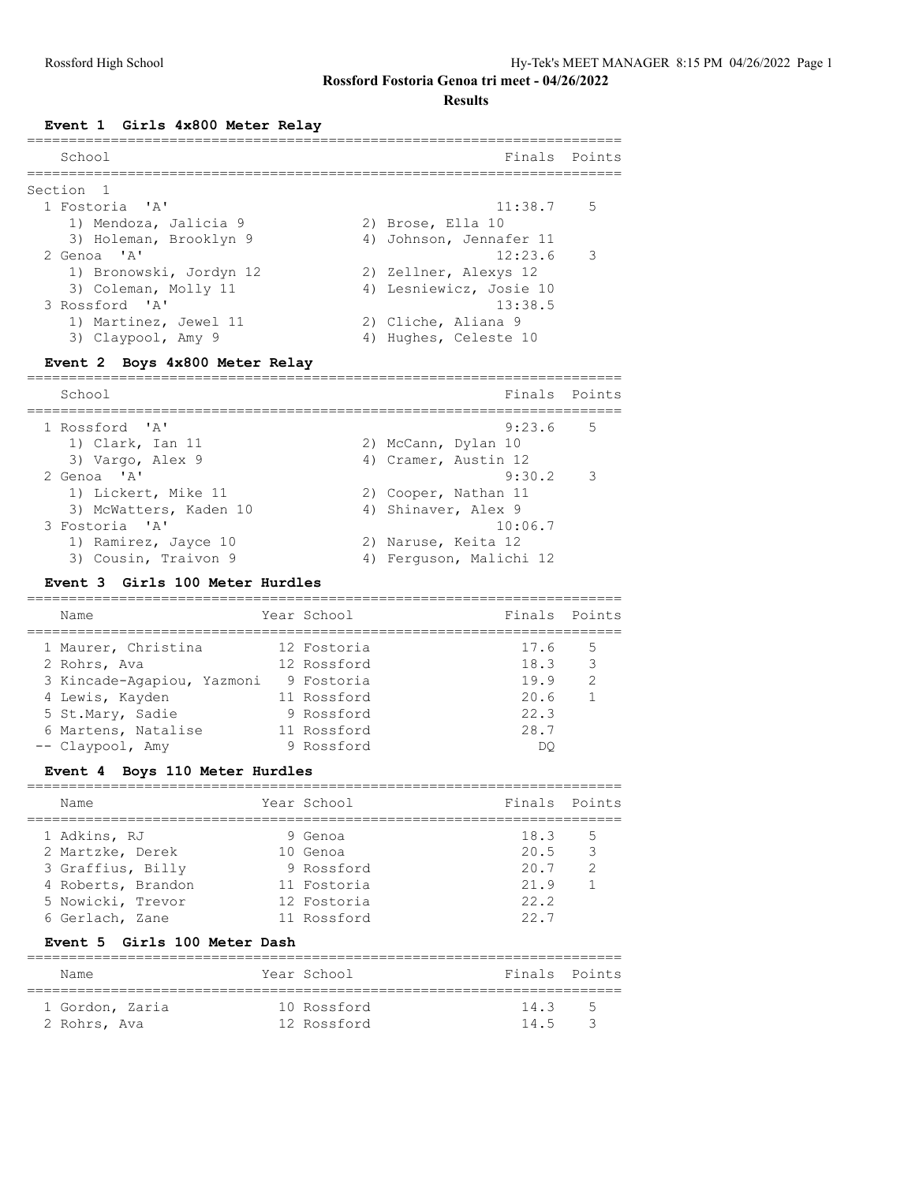# Rossford Fostoria Genoa tri meet - 04/26/2022

## Results

### Event 1 Girls 4x800 Meter Relay

| School | Finals | Points |
|---|---|---|
| Section 1 | | |
| 1 Fostoria 'A' | 11:38.7 | 5 |
| 1) Mendoza, Jalicia 9; 2) Brose, Ella 10; 3) Holeman, Brooklyn 9; 4) Johnson, Jennafer 11 | | |
| 2 Genoa 'A' | 12:23.6 | 3 |
| 1) Bronowski, Jordyn 12; 2) Zellner, Alexys 12; 3) Coleman, Molly 11; 4) Lesniewicz, Josie 10 | | |
| 3 Rossford 'A' | 13:38.5 | |
| 1) Martinez, Jewel 11; 2) Cliche, Aliana 9; 3) Claypool, Amy 9; 4) Hughes, Celeste 10 | | |

### Event 2 Boys 4x800 Meter Relay

| School | Finals | Points |
|---|---|---|
| 1 Rossford 'A' | 9:23.6 | 5 |
| 1) Clark, Ian 11; 2) McCann, Dylan 10; 3) Vargo, Alex 9; 4) Cramer, Austin 12 | | |
| 2 Genoa 'A' | 9:30.2 | 3 |
| 1) Lickert, Mike 11; 2) Cooper, Nathan 11; 3) McWatters, Kaden 10; 4) Shinaver, Alex 9 | | |
| 3 Fostoria 'A' | 10:06.7 | |
| 1) Ramirez, Jayce 10; 2) Naruse, Keita 12; 3) Cousin, Traivon 9; 4) Ferguson, Malichi 12 | | |

### Event 3 Girls 100 Meter Hurdles

| Name | Year | School | Finals | Points |
|---|---|---|---|---|
| 1 Maurer, Christina | 12 | Fostoria | 17.6 | 5 |
| 2 Rohrs, Ava | 12 | Rossford | 18.3 | 3 |
| 3 Kincade-Agapiou, Yazmoni | 9 | Fostoria | 19.9 | 2 |
| 4 Lewis, Kayden | 11 | Rossford | 20.6 | 1 |
| 5 St.Mary, Sadie | 9 | Rossford | 22.3 | |
| 6 Martens, Natalise | 11 | Rossford | 28.7 | |
| -- Claypool, Amy | 9 | Rossford | DQ | |

### Event 4 Boys 110 Meter Hurdles

| Name | Year | School | Finals | Points |
|---|---|---|---|---|
| 1 Adkins, RJ | 9 | Genoa | 18.3 | 5 |
| 2 Martzke, Derek | 10 | Genoa | 20.5 | 3 |
| 3 Graffius, Billy | 9 | Rossford | 20.7 | 2 |
| 4 Roberts, Brandon | 11 | Fostoria | 21.9 | 1 |
| 5 Nowicki, Trevor | 12 | Fostoria | 22.2 | |
| 6 Gerlach, Zane | 11 | Rossford | 22.7 | |

### Event 5 Girls 100 Meter Dash

| Name | Year | School | Finals | Points |
|---|---|---|---|---|
| 1 Gordon, Zaria | 10 | Rossford | 14.3 | 5 |
| 2 Rohrs, Ava | 12 | Rossford | 14.5 | 3 |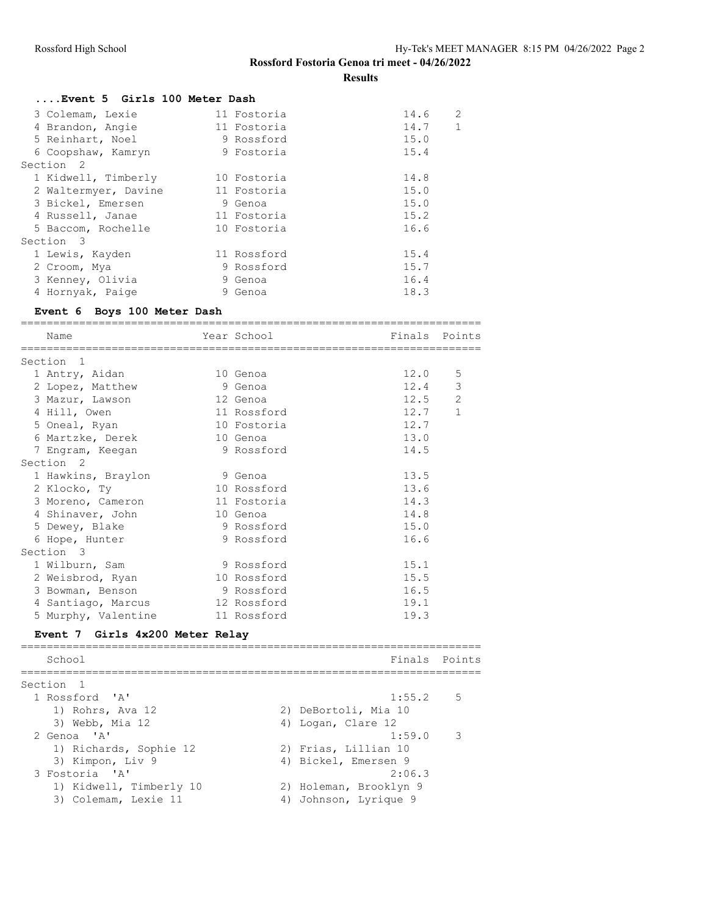## Rossford Fostoria Genoa tri meet - 04/26/2022

### Results

#### ....Event 5 Girls 100 Meter Dash

| Place | Name | Year | School | Finals | Points |
|---|---|---|---|---|---|
| 3 | Colemam, Lexie | 11 | Fostoria | 14.6 | 2 |
| 4 | Brandon, Angie | 11 | Fostoria | 14.7 | 1 |
| 5 | Reinhart, Noel | 9 | Rossford | 15.0 | |
| 6 | Coopshaw, Kamryn | 9 | Fostoria | 15.4 | |
| **Section 2** | | | | | |
| 1 | Kidwell, Timberly | 10 | Fostoria | 14.8 | |
| 2 | Waltermyer, Davine | 11 | Fostoria | 15.0 | |
| 3 | Bickel, Emersen | 9 | Genoa | 15.0 | |
| 4 | Russell, Janae | 11 | Fostoria | 15.2 | |
| 5 | Baccom, Rochelle | 10 | Fostoria | 16.6 | |
| **Section 3** | | | | | |
| 1 | Lewis, Kayden | 11 | Rossford | 15.4 | |
| 2 | Croom, Mya | 9 | Rossford | 15.7 | |
| 3 | Kenney, Olivia | 9 | Genoa | 16.4 | |
| 4 | Hornyak, Paige | 9 | Genoa | 18.3 | |

#### Event 6 Boys 100 Meter Dash

| Place | Name | Year | School | Finals | Points |
|---|---|---|---|---|---|
| **Section 1** | | | | | |
| 1 | Antry, Aidan | 10 | Genoa | 12.0 | 5 |
| 2 | Lopez, Matthew | 9 | Genoa | 12.4 | 3 |
| 3 | Mazur, Lawson | 12 | Genoa | 12.5 | 2 |
| 4 | Hill, Owen | 11 | Rossford | 12.7 | 1 |
| 5 | Oneal, Ryan | 10 | Fostoria | 12.7 | |
| 6 | Martzke, Derek | 10 | Genoa | 13.0 | |
| 7 | Engram, Keegan | 9 | Rossford | 14.5 | |
| **Section 2** | | | | | |
| 1 | Hawkins, Braylon | 9 | Genoa | 13.5 | |
| 2 | Klocko, Ty | 10 | Rossford | 13.6 | |
| 3 | Moreno, Cameron | 11 | Fostoria | 14.3 | |
| 4 | Shinaver, John | 10 | Genoa | 14.8 | |
| 5 | Dewey, Blake | 9 | Rossford | 15.0 | |
| 6 | Hope, Hunter | 9 | Rossford | 16.6 | |
| **Section 3** | | | | | |
| 1 | Wilburn, Sam | 9 | Rossford | 15.1 | |
| 2 | Weisbrod, Ryan | 10 | Rossford | 15.5 | |
| 3 | Bowman, Benson | 9 | Rossford | 16.5 | |
| 4 | Santiago, Marcus | 12 | Rossford | 19.1 | |
| 5 | Murphy, Valentine | 11 | Rossford | 19.3 | |

#### Event 7 Girls 4x200 Meter Relay

| Place | School | Finals | Points |
|---|---|---|---|
| **Section 1** | | | |
| 1 | Rossford 'A' | 1:55.2 | 5 |
| | 1) Rohrs, Ava 12; 2) DeBortoli, Mia 10; 3) Webb, Mia 12; 4) Logan, Clare 12 | | |
| 2 | Genoa 'A' | 1:59.0 | 3 |
| | 1) Richards, Sophie 12; 2) Frias, Lillian 10; 3) Kimpon, Liv 9; 4) Bickel, Emersen 9 | | |
| 3 | Fostoria 'A' | 2:06.3 | |
| | 1) Kidwell, Timberly 10; 2) Holeman, Brooklyn 9; 3) Colemam, Lexie 11; 4) Johnson, Lyrique 9 | | |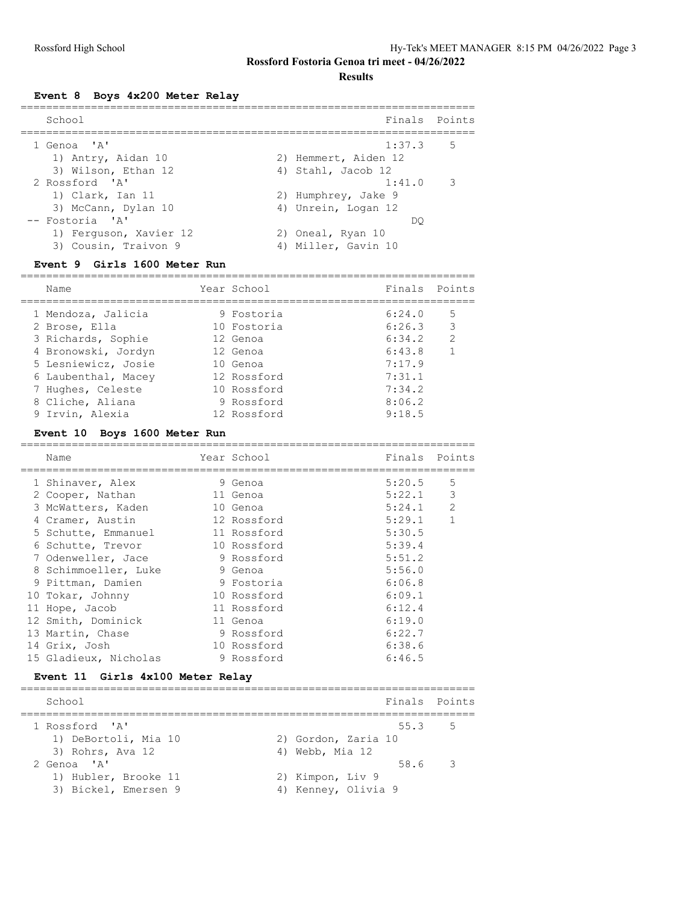## Rossford Fostoria Genoa tri meet - 04/26/2022

### Results

#### Event 8 Boys 4x200 Meter Relay

| | School | Finals | Points |
|---|---|---|---|
| 1 | Genoa 'A' | 1:37.3 | 5 |
| | 1) Antry, Aidan 10; 2) Hemmert, Aiden 12; 3) Wilson, Ethan 12; 4) Stahl, Jacob 12 | | |
| 2 | Rossford 'A' | 1:41.0 | 3 |
| | 1) Clark, Ian 11; 2) Humphrey, Jake 9; 3) McCann, Dylan 10; 4) Unrein, Logan 12 | | |
| -- | Fostoria 'A' | DQ | |
| | 1) Ferguson, Xavier 12; 2) Oneal, Ryan 10; 3) Cousin, Traivon 9; 4) Miller, Gavin 10 | | |

#### Event 9 Girls 1600 Meter Run

| | Name | Year | School | Finals | Points |
|---|---|---|---|---|---|
| 1 | Mendoza, Jalicia | 9 | Fostoria | 6:24.0 | 5 |
| 2 | Brose, Ella | 10 | Fostoria | 6:26.3 | 3 |
| 3 | Richards, Sophie | 12 | Genoa | 6:34.2 | 2 |
| 4 | Bronowski, Jordyn | 12 | Genoa | 6:43.8 | 1 |
| 5 | Lesniewicz, Josie | 10 | Genoa | 7:17.9 | |
| 6 | Laubenthal, Macey | 12 | Rossford | 7:31.1 | |
| 7 | Hughes, Celeste | 10 | Rossford | 7:34.2 | |
| 8 | Cliche, Aliana | 9 | Rossford | 8:06.2 | |
| 9 | Irvin, Alexia | 12 | Rossford | 9:18.5 | |

#### Event 10 Boys 1600 Meter Run

| | Name | Year | School | Finals | Points |
|---|---|---|---|---|---|
| 1 | Shinaver, Alex | 9 | Genoa | 5:20.5 | 5 |
| 2 | Cooper, Nathan | 11 | Genoa | 5:22.1 | 3 |
| 3 | McWatters, Kaden | 10 | Genoa | 5:24.1 | 2 |
| 4 | Cramer, Austin | 12 | Rossford | 5:29.1 | 1 |
| 5 | Schutte, Emmanuel | 11 | Rossford | 5:30.5 | |
| 6 | Schutte, Trevor | 10 | Rossford | 5:39.4 | |
| 7 | Odenweller, Jace | 9 | Rossford | 5:51.2 | |
| 8 | Schimmoeller, Luke | 9 | Genoa | 5:56.0 | |
| 9 | Pittman, Damien | 9 | Fostoria | 6:06.8 | |
| 10 | Tokar, Johnny | 10 | Rossford | 6:09.1 | |
| 11 | Hope, Jacob | 11 | Rossford | 6:12.4 | |
| 12 | Smith, Dominick | 11 | Genoa | 6:19.0 | |
| 13 | Martin, Chase | 9 | Rossford | 6:22.7 | |
| 14 | Grix, Josh | 10 | Rossford | 6:38.6 | |
| 15 | Gladieux, Nicholas | 9 | Rossford | 6:46.5 | |

#### Event 11 Girls 4x100 Meter Relay

| | School | Finals | Points |
|---|---|---|---|
| 1 | Rossford 'A' | 55.3 | 5 |
| | 1) DeBortoli, Mia 10; 2) Gordon, Zaria 10; 3) Rohrs, Ava 12; 4) Webb, Mia 12 | | |
| 2 | Genoa 'A' | 58.6 | 3 |
| | 1) Hubler, Brooke 11; 2) Kimpon, Liv 9; 3) Bickel, Emersen 9; 4) Kenney, Olivia 9 | | |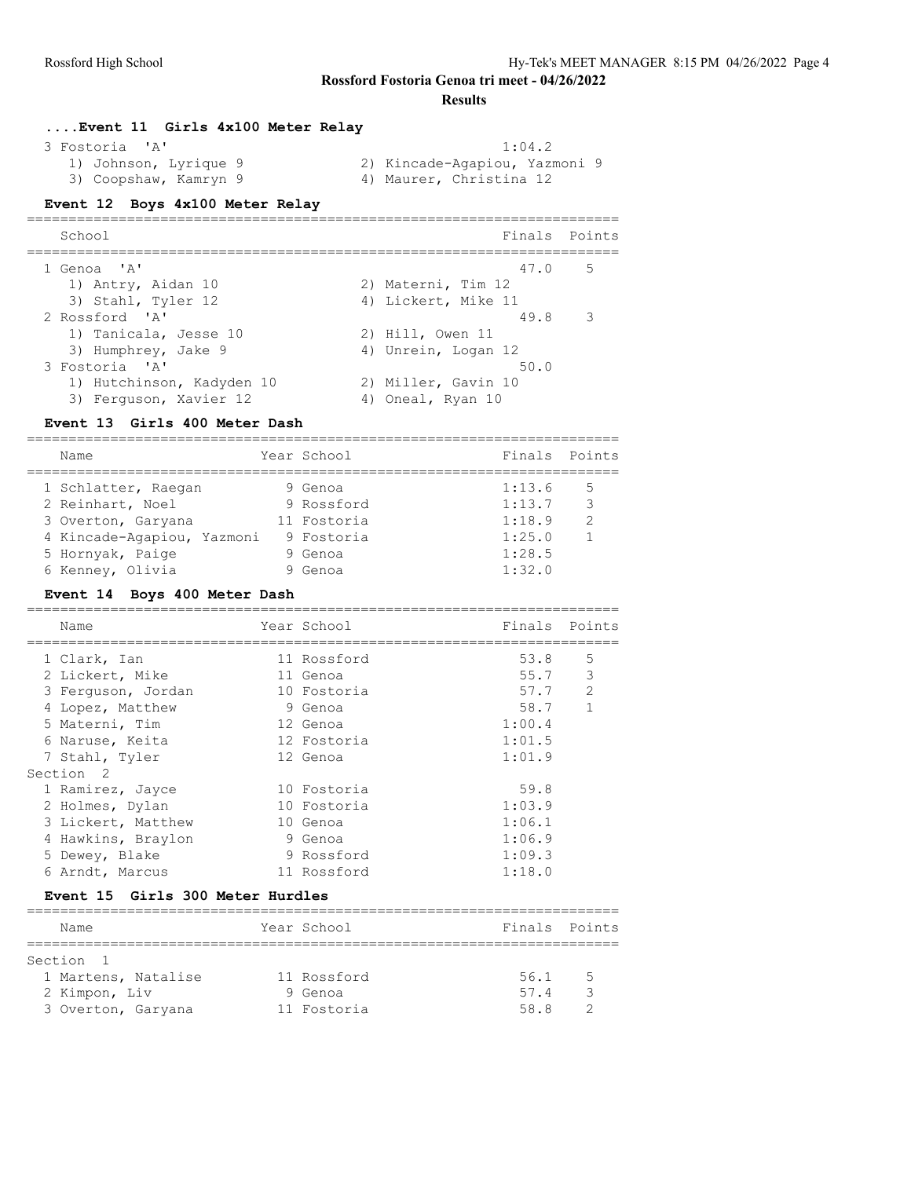**Rossford Fostoria Genoa tri meet - 04/26/2022**

**Results**

### ....Event 11 Girls 4x100 Meter Relay

| | | |
|---|---|---|
| 3 Fostoria 'A' | | 1:04.2 |
| 1) Johnson, Lyrique 9 | 2) Kincade-Agapiou, Yazmoni 9 | |
| 3) Coopshaw, Kamryn 9 | 4) Maurer, Christina 12 | |

### Event 12 Boys 4x100 Meter Relay

| School | | Finals | Points |
|---|---|---|---|
| 1 Genoa 'A' | | 47.0 | 5 |
| 1) Antry, Aidan 10 | 2) Materni, Tim 12 | | |
| 3) Stahl, Tyler 12 | 4) Lickert, Mike 11 | | |
| 2 Rossford 'A' | | 49.8 | 3 |
| 1) Tanicala, Jesse 10 | 2) Hill, Owen 11 | | |
| 3) Humphrey, Jake 9 | 4) Unrein, Logan 12 | | |
| 3 Fostoria 'A' | | 50.0 | |
| 1) Hutchinson, Kadyden 10 | 2) Miller, Gavin 10 | | |
| 3) Ferguson, Xavier 12 | 4) Oneal, Ryan 10 | | |

### Event 13 Girls 400 Meter Dash

| Name | Year | School | Finals | Points |
|---|---|---|---|---|
| 1 Schlatter, Raegan | 9 | Genoa | 1:13.6 | 5 |
| 2 Reinhart, Noel | 9 | Rossford | 1:13.7 | 3 |
| 3 Overton, Garyana | 11 | Fostoria | 1:18.9 | 2 |
| 4 Kincade-Agapiou, Yazmoni | 9 | Fostoria | 1:25.0 | 1 |
| 5 Hornyak, Paige | 9 | Genoa | 1:28.5 | |
| 6 Kenney, Olivia | 9 | Genoa | 1:32.0 | |

### Event 14 Boys 400 Meter Dash

| Name | Year | School | Finals | Points |
|---|---|---|---|---|
| 1 Clark, Ian | 11 | Rossford | 53.8 | 5 |
| 2 Lickert, Mike | 11 | Genoa | 55.7 | 3 |
| 3 Ferguson, Jordan | 10 | Fostoria | 57.7 | 2 |
| 4 Lopez, Matthew | 9 | Genoa | 58.7 | 1 |
| 5 Materni, Tim | 12 | Genoa | 1:00.4 | |
| 6 Naruse, Keita | 12 | Fostoria | 1:01.5 | |
| 7 Stahl, Tyler | 12 | Genoa | 1:01.9 | |
| Section 2 | | | | |
| 1 Ramirez, Jayce | 10 | Fostoria | 59.8 | |
| 2 Holmes, Dylan | 10 | Fostoria | 1:03.9 | |
| 3 Lickert, Matthew | 10 | Genoa | 1:06.1 | |
| 4 Hawkins, Braylon | 9 | Genoa | 1:06.9 | |
| 5 Dewey, Blake | 9 | Rossford | 1:09.3 | |
| 6 Arndt, Marcus | 11 | Rossford | 1:18.0 | |

### Event 15 Girls 300 Meter Hurdles

| Name | Year | School | Finals | Points |
|---|---|---|---|---|
| Section 1 | | | | |
| 1 Martens, Natalise | 11 | Rossford | 56.1 | 5 |
| 2 Kimpon, Liv | 9 | Genoa | 57.4 | 3 |
| 3 Overton, Garyana | 11 | Fostoria | 58.8 | 2 |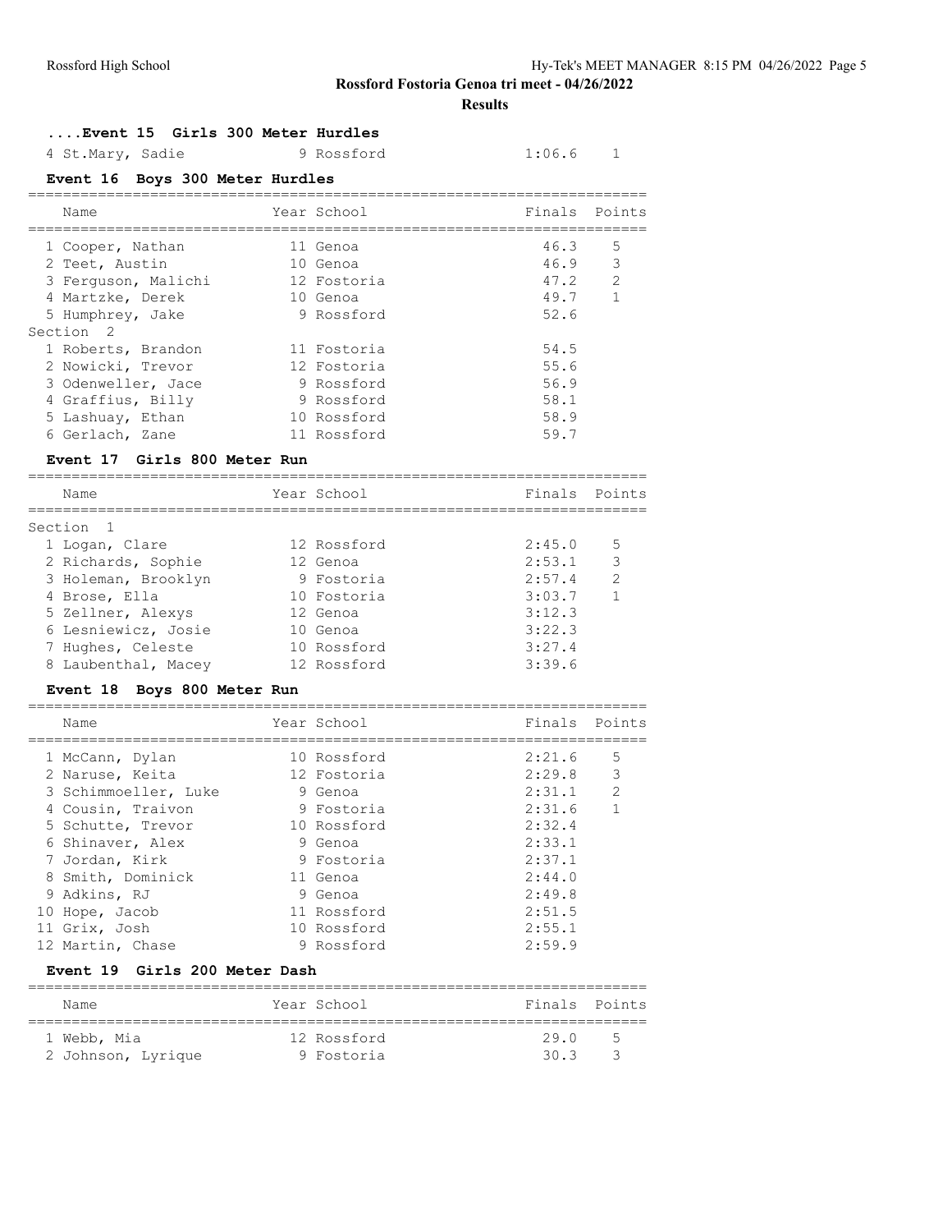## Rossford Fostoria Genoa tri meet - 04/26/2022

### Results

#### ....Event 15 Girls 300 Meter Hurdles

| Name | Year | School | Finals | Points |
|---|---|---|---|---|
| 4 St.Mary, Sadie | 9 | Rossford | 1:06.6 | 1 |

#### Event 16 Boys 300 Meter Hurdles

| Name | Year | School | Finals | Points |
|---|---|---|---|---|
| 1 Cooper, Nathan | 11 | Genoa | 46.3 | 5 |
| 2 Teet, Austin | 10 | Genoa | 46.9 | 3 |
| 3 Ferguson, Malichi | 12 | Fostoria | 47.2 | 2 |
| 4 Martzke, Derek | 10 | Genoa | 49.7 | 1 |
| 5 Humphrey, Jake | 9 | Rossford | 52.6 | |
| Section 2 | | | | |
| 1 Roberts, Brandon | 11 | Fostoria | 54.5 | |
| 2 Nowicki, Trevor | 12 | Fostoria | 55.6 | |
| 3 Odenweller, Jace | 9 | Rossford | 56.9 | |
| 4 Graffius, Billy | 9 | Rossford | 58.1 | |
| 5 Lashuay, Ethan | 10 | Rossford | 58.9 | |
| 6 Gerlach, Zane | 11 | Rossford | 59.7 | |

#### Event 17 Girls 800 Meter Run

| Name | Year | School | Finals | Points |
|---|---|---|---|---|
| Section 1 | | | | |
| 1 Logan, Clare | 12 | Rossford | 2:45.0 | 5 |
| 2 Richards, Sophie | 12 | Genoa | 2:53.1 | 3 |
| 3 Holeman, Brooklyn | 9 | Fostoria | 2:57.4 | 2 |
| 4 Brose, Ella | 10 | Fostoria | 3:03.7 | 1 |
| 5 Zellner, Alexys | 12 | Genoa | 3:12.3 | |
| 6 Lesniewicz, Josie | 10 | Genoa | 3:22.3 | |
| 7 Hughes, Celeste | 10 | Rossford | 3:27.4 | |
| 8 Laubenthal, Macey | 12 | Rossford | 3:39.6 | |

#### Event 18 Boys 800 Meter Run

| Name | Year | School | Finals | Points |
|---|---|---|---|---|
| 1 McCann, Dylan | 10 | Rossford | 2:21.6 | 5 |
| 2 Naruse, Keita | 12 | Fostoria | 2:29.8 | 3 |
| 3 Schimmoeller, Luke | 9 | Genoa | 2:31.1 | 2 |
| 4 Cousin, Traivon | 9 | Fostoria | 2:31.6 | 1 |
| 5 Schutte, Trevor | 10 | Rossford | 2:32.4 | |
| 6 Shinaver, Alex | 9 | Genoa | 2:33.1 | |
| 7 Jordan, Kirk | 9 | Fostoria | 2:37.1 | |
| 8 Smith, Dominick | 11 | Genoa | 2:44.0 | |
| 9 Adkins, RJ | 9 | Genoa | 2:49.8 | |
| 10 Hope, Jacob | 11 | Rossford | 2:51.5 | |
| 11 Grix, Josh | 10 | Rossford | 2:55.1 | |
| 12 Martin, Chase | 9 | Rossford | 2:59.9 | |

#### Event 19 Girls 200 Meter Dash

| Name | Year | School | Finals | Points |
|---|---|---|---|---|
| 1 Webb, Mia | 12 | Rossford | 29.0 | 5 |
| 2 Johnson, Lyrique | 9 | Fostoria | 30.3 | 3 |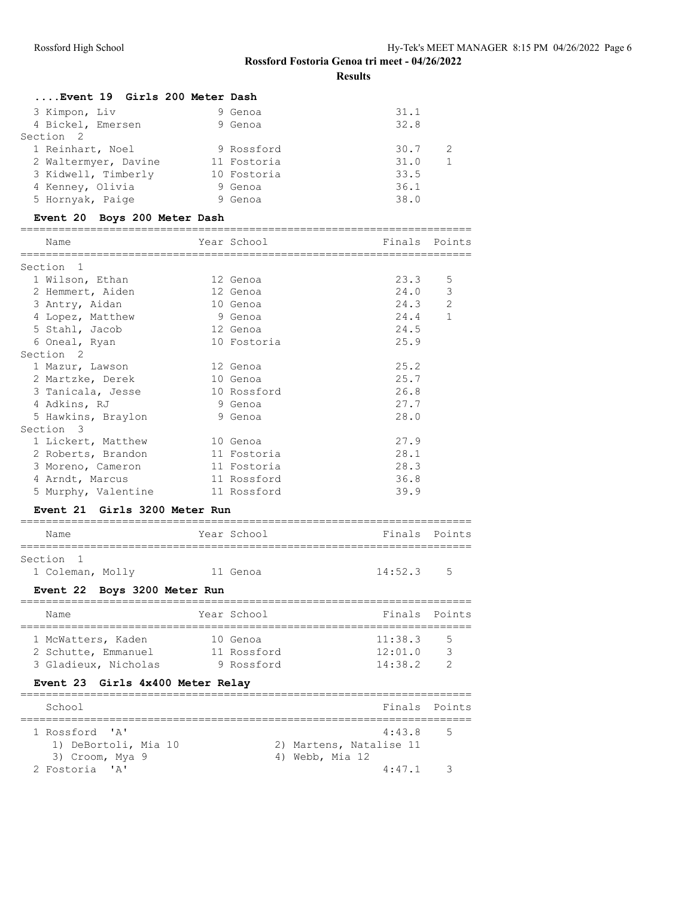## Rossford Fostoria Genoa tri meet - 04/26/2022

### Results

#### ....Event 19 Girls 200 Meter Dash

| Place | Name | Year | School | Finals | Points |
|---|---|---|---|---|---|
| 3 | Kimpon, Liv | 9 | Genoa | 31.1 | |
| 4 | Bickel, Emersen | 9 | Genoa | 32.8 | |
| **Section 2** | | | | | |
| 1 | Reinhart, Noel | 9 | Rossford | 30.7 | 2 |
| 2 | Waltermyer, Davine | 11 | Fostoria | 31.0 | 1 |
| 3 | Kidwell, Timberly | 10 | Fostoria | 33.5 | |
| 4 | Kenney, Olivia | 9 | Genoa | 36.1 | |
| 5 | Hornyak, Paige | 9 | Genoa | 38.0 | |

#### Event 20 Boys 200 Meter Dash

| Place | Name | Year | School | Finals | Points |
|---|---|---|---|---|---|
| **Section 1** | | | | | |
| 1 | Wilson, Ethan | 12 | Genoa | 23.3 | 5 |
| 2 | Hemmert, Aiden | 12 | Genoa | 24.0 | 3 |
| 3 | Antry, Aidan | 10 | Genoa | 24.3 | 2 |
| 4 | Lopez, Matthew | 9 | Genoa | 24.4 | 1 |
| 5 | Stahl, Jacob | 12 | Genoa | 24.5 | |
| 6 | Oneal, Ryan | 10 | Fostoria | 25.9 | |
| **Section 2** | | | | | |
| 1 | Mazur, Lawson | 12 | Genoa | 25.2 | |
| 2 | Martzke, Derek | 10 | Genoa | 25.7 | |
| 3 | Tanicala, Jesse | 10 | Rossford | 26.8 | |
| 4 | Adkins, RJ | 9 | Genoa | 27.7 | |
| 5 | Hawkins, Braylon | 9 | Genoa | 28.0 | |
| **Section 3** | | | | | |
| 1 | Lickert, Matthew | 10 | Genoa | 27.9 | |
| 2 | Roberts, Brandon | 11 | Fostoria | 28.1 | |
| 3 | Moreno, Cameron | 11 | Fostoria | 28.3 | |
| 4 | Arndt, Marcus | 11 | Rossford | 36.8 | |
| 5 | Murphy, Valentine | 11 | Rossford | 39.9 | |

#### Event 21 Girls 3200 Meter Run

| Place | Name | Year | School | Finals | Points |
|---|---|---|---|---|---|
| **Section 1** | | | | | |
| 1 | Coleman, Molly | 11 | Genoa | 14:52.3 | 5 |

#### Event 22 Boys 3200 Meter Run

| Place | Name | Year | School | Finals | Points |
|---|---|---|---|---|---|
| 1 | McWatters, Kaden | 10 | Genoa | 11:38.3 | 5 |
| 2 | Schutte, Emmanuel | 11 | Rossford | 12:01.0 | 3 |
| 3 | Gladieux, Nicholas | 9 | Rossford | 14:38.2 | 2 |

#### Event 23 Girls 4x400 Meter Relay

| Place | School | Finals | Points |
|---|---|---|---|
| 1 | Rossford 'A' | 4:43.8 | 5 |
| | 1) DeBortoli, Mia 10; 2) Martens, Natalise 11; 3) Croom, Mya 9; 4) Webb, Mia 12 | | |
| 2 | Fostoria 'A' | 4:47.1 | 3 |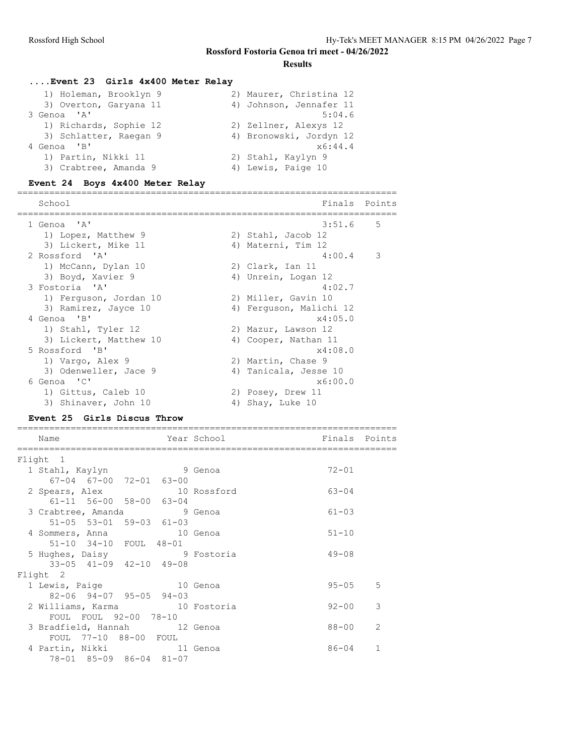#### ....Event 23 Girls 4x400 Meter Relay

| School | Finals | Points |
|---|---|---|
| 1) Holeman, Brooklyn 9 / 2) Maurer, Christina 12 | | |
| 3) Overton, Garyana 11 / 4) Johnson, Jennafer 11 | | |
| 3 Genoa 'A' | 5:04.6 | |
| 1) Richards, Sophie 12 / 2) Zellner, Alexys 12 | | |
| 3) Schlatter, Raegan 9 / 4) Bronowski, Jordyn 12 | | |
| 4 Genoa 'B' | x6:44.4 | |
| 1) Partin, Nikki 11 / 2) Stahl, Kaylyn 9 | | |
| 3) Crabtree, Amanda 9 / 4) Lewis, Paige 10 | | |

#### Event 24 Boys 4x400 Meter Relay

| School | Finals | Points |
|---|---|---|
| 1 Genoa 'A' | 3:51.6 | 5 |
| 1) Lopez, Matthew 9 / 2) Stahl, Jacob 12 | | |
| 3) Lickert, Mike 11 / 4) Materni, Tim 12 | | |
| 2 Rossford 'A' | 4:00.4 | 3 |
| 1) McCann, Dylan 10 / 2) Clark, Ian 11 | | |
| 3) Boyd, Xavier 9 / 4) Unrein, Logan 12 | | |
| 3 Fostoria 'A' | 4:02.7 | |
| 1) Ferguson, Jordan 10 / 2) Miller, Gavin 10 | | |
| 3) Ramirez, Jayce 10 / 4) Ferguson, Malichi 12 | | |
| 4 Genoa 'B' | x4:05.0 | |
| 1) Stahl, Tyler 12 / 2) Mazur, Lawson 12 | | |
| 3) Lickert, Matthew 10 / 4) Cooper, Nathan 11 | | |
| 5 Rossford 'B' | x4:08.0 | |
| 1) Vargo, Alex 9 / 2) Martin, Chase 9 | | |
| 3) Odenweller, Jace 9 / 4) Tanicala, Jesse 10 | | |
| 6 Genoa 'C' | x6:00.0 | |
| 1) Gittus, Caleb 10 / 2) Posey, Drew 11 | | |
| 3) Shinaver, John 10 / 4) Shay, Luke 10 | | |

#### Event 25 Girls Discus Throw

| Name | Year | School | Finals | Points |
|---|---|---|---|---|
| **Flight 1** | | | | |
| 1 Stahl, Kaylyn | 9 | Genoa | 72-01 | |
| 67-04 67-00 72-01 63-00 | | | | |
| 2 Spears, Alex | 10 | Rossford | 63-04 | |
| 61-11 56-00 58-00 63-04 | | | | |
| 3 Crabtree, Amanda | 9 | Genoa | 61-03 | |
| 51-05 53-01 59-03 61-03 | | | | |
| 4 Sommers, Anna | 10 | Genoa | 51-10 | |
| 51-10 34-10 FOUL 48-01 | | | | |
| 5 Hughes, Daisy | 9 | Fostoria | 49-08 | |
| 33-05 41-09 42-10 49-08 | | | | |
| **Flight 2** | | | | |
| 1 Lewis, Paige | 10 | Genoa | 95-05 | 5 |
| 82-06 94-07 95-05 94-03 | | | | |
| 2 Williams, Karma | 10 | Fostoria | 92-00 | 3 |
| FOUL FOUL 92-00 78-10 | | | | |
| 3 Bradfield, Hannah | 12 | Genoa | 88-00 | 2 |
| FOUL 77-10 88-00 FOUL | | | | |
| 4 Partin, Nikki | 11 | Genoa | 86-04 | 1 |
| 78-01 85-09 86-04 81-07 | | | | |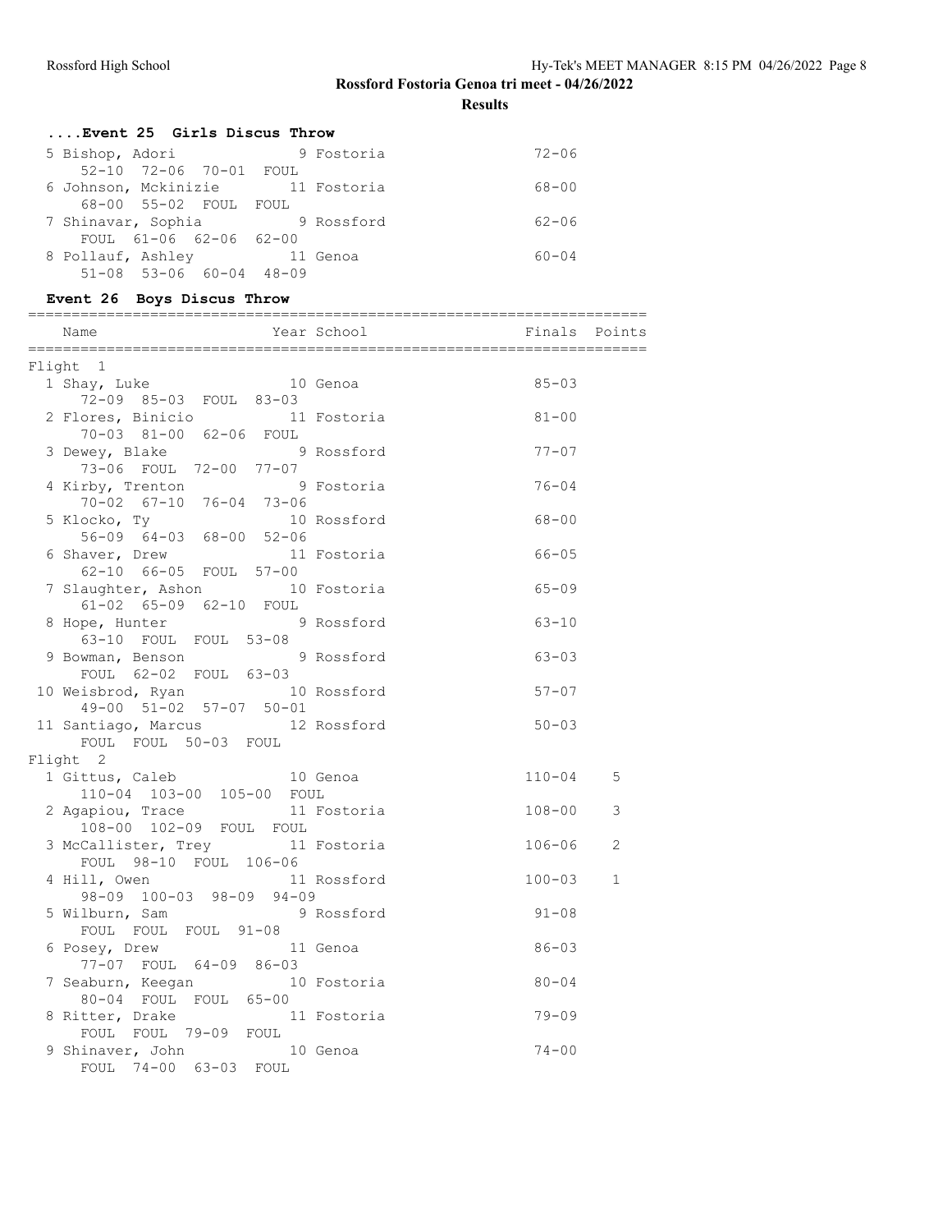## Rossford Fostoria Genoa tri meet - 04/26/2022

### Results

#### ....Event 25 Girls Discus Throw

| Name | Year | School | Finals | Points |
|---|---|---|---|---|
| 5 Bishop, Adori | 9 | Fostoria | 72-06 | |
| 52-10 72-06 70-01 FOUL | | | | |
| 6 Johnson, Mckinizie | 11 | Fostoria | 68-00 | |
| 68-00 55-02 FOUL FOUL | | | | |
| 7 Shinavar, Sophia | 9 | Rossford | 62-06 | |
| FOUL 61-06 62-06 62-00 | | | | |
| 8 Pollauf, Ashley | 11 | Genoa | 60-04 | |
| 51-08 53-06 60-04 48-09 | | | | |

#### Event 26 Boys Discus Throw

| Name | Year | School | Finals | Points |
|---|---|---|---|---|
| **Flight 1** | | | | |
| 1 Shay, Luke | 10 | Genoa | 85-03 | |
| 72-09 85-03 FOUL 83-03 | | | | |
| 2 Flores, Binicio | 11 | Fostoria | 81-00 | |
| 70-03 81-00 62-06 FOUL | | | | |
| 3 Dewey, Blake | 9 | Rossford | 77-07 | |
| 73-06 FOUL 72-00 77-07 | | | | |
| 4 Kirby, Trenton | 9 | Fostoria | 76-04 | |
| 70-02 67-10 76-04 73-06 | | | | |
| 5 Klocko, Ty | 10 | Rossford | 68-00 | |
| 56-09 64-03 68-00 52-06 | | | | |
| 6 Shaver, Drew | 11 | Fostoria | 66-05 | |
| 62-10 66-05 FOUL 57-00 | | | | |
| 7 Slaughter, Ashon | 10 | Fostoria | 65-09 | |
| 61-02 65-09 62-10 FOUL | | | | |
| 8 Hope, Hunter | 9 | Rossford | 63-10 | |
| 63-10 FOUL FOUL 53-08 | | | | |
| 9 Bowman, Benson | 9 | Rossford | 63-03 | |
| FOUL 62-02 FOUL 63-03 | | | | |
| 10 Weisbrod, Ryan | 10 | Rossford | 57-07 | |
| 49-00 51-02 57-07 50-01 | | | | |
| 11 Santiago, Marcus | 12 | Rossford | 50-03 | |
| FOUL FOUL 50-03 FOUL | | | | |
| **Flight 2** | | | | |
| 1 Gittus, Caleb | 10 | Genoa | 110-04 | 5 |
| 110-04 103-00 105-00 FOUL | | | | |
| 2 Agapiou, Trace | 11 | Fostoria | 108-00 | 3 |
| 108-00 102-09 FOUL FOUL | | | | |
| 3 McCallister, Trey | 11 | Fostoria | 106-06 | 2 |
| FOUL 98-10 FOUL 106-06 | | | | |
| 4 Hill, Owen | 11 | Rossford | 100-03 | 1 |
| 98-09 100-03 98-09 94-09 | | | | |
| 5 Wilburn, Sam | 9 | Rossford | 91-08 | |
| FOUL FOUL FOUL 91-08 | | | | |
| 6 Posey, Drew | 11 | Genoa | 86-03 | |
| 77-07 FOUL 64-09 86-03 | | | | |
| 7 Seaburn, Keegan | 10 | Fostoria | 80-04 | |
| 80-04 FOUL FOUL 65-00 | | | | |
| 8 Ritter, Drake | 11 | Fostoria | 79-09 | |
| FOUL FOUL 79-09 FOUL | | | | |
| 9 Shinaver, John | 10 | Genoa | 74-00 | |
| FOUL 74-00 63-03 FOUL | | | | |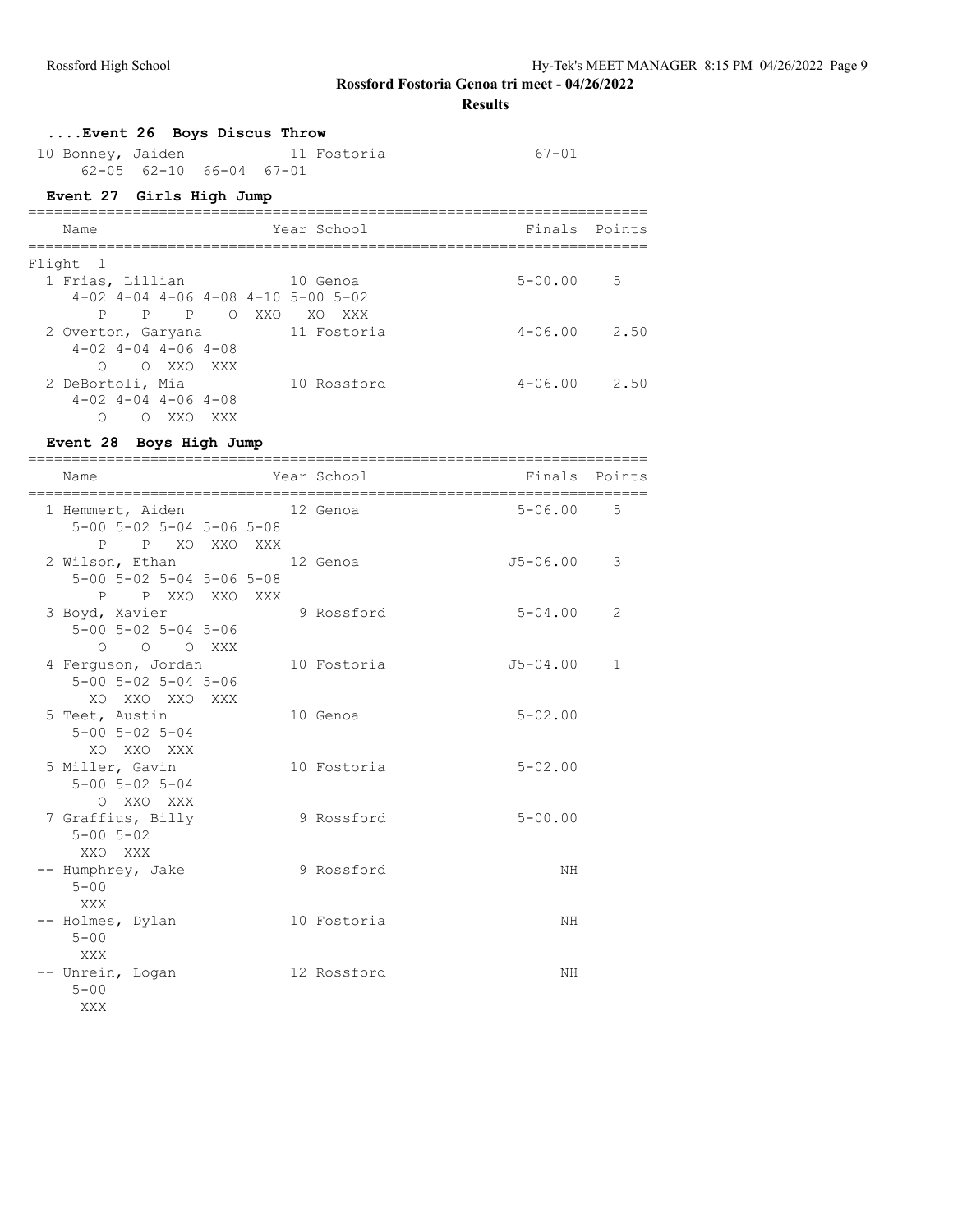**Rossford Fostoria Genoa tri meet - 04/26/2022**

**Results**

### ....Event 26 Boys Discus Throw

```
10 Bonney, Jaiden            11 Fostoria              67-01
     62-05  62-10  66-04  67-01
```

### Event 27 Girls High Jump

```
=======================================================================
   Name                    Year School                 Finals  Points
=======================================================================
Flight  1
  1 Frias, Lillian           10 Genoa                 5-00.00    5
     4-02 4-04 4-06 4-08 4-10 5-00 5-02
        P    P    P    O  XXO   XO  XXX
  2 Overton, Garyana         11 Fostoria              4-06.00    2.50
     4-02 4-04 4-06 4-08
        O    O  XXO  XXX
  2 DeBortoli, Mia           10 Rossford              4-06.00    2.50
     4-02 4-04 4-06 4-08
        O    O  XXO  XXX
```

### Event 28 Boys High Jump

```
=======================================================================
   Name                    Year School                 Finals  Points
=======================================================================
  1 Hemmert, Aiden           12 Genoa                 5-06.00    5
     5-00 5-02 5-04 5-06 5-08
        P    P   XO  XXO  XXX
  2 Wilson, Ethan            12 Genoa                J5-06.00    3
     5-00 5-02 5-04 5-06 5-08
        P    P  XXO  XXO  XXX
  3 Boyd, Xavier              9 Rossford              5-04.00    2
     5-00 5-02 5-04 5-06
        O    O    O  XXX
  4 Ferguson, Jordan         10 Fostoria             J5-04.00    1
     5-00 5-02 5-04 5-06
       XO  XXO  XXO  XXX
  5 Teet, Austin             10 Genoa                 5-02.00
     5-00 5-02 5-04
       XO  XXO  XXX
  5 Miller, Gavin            10 Fostoria              5-02.00
     5-00 5-02 5-04
        O  XXO  XXX
  7 Graffius, Billy           9 Rossford              5-00.00
     5-00 5-02
      XXO  XXX
 -- Humphrey, Jake            9 Rossford                   NH
     5-00
      XXX
 -- Holmes, Dylan            10 Fostoria                   NH
     5-00
      XXX
 -- Unrein, Logan            12 Rossford                   NH
     5-00
      XXX
```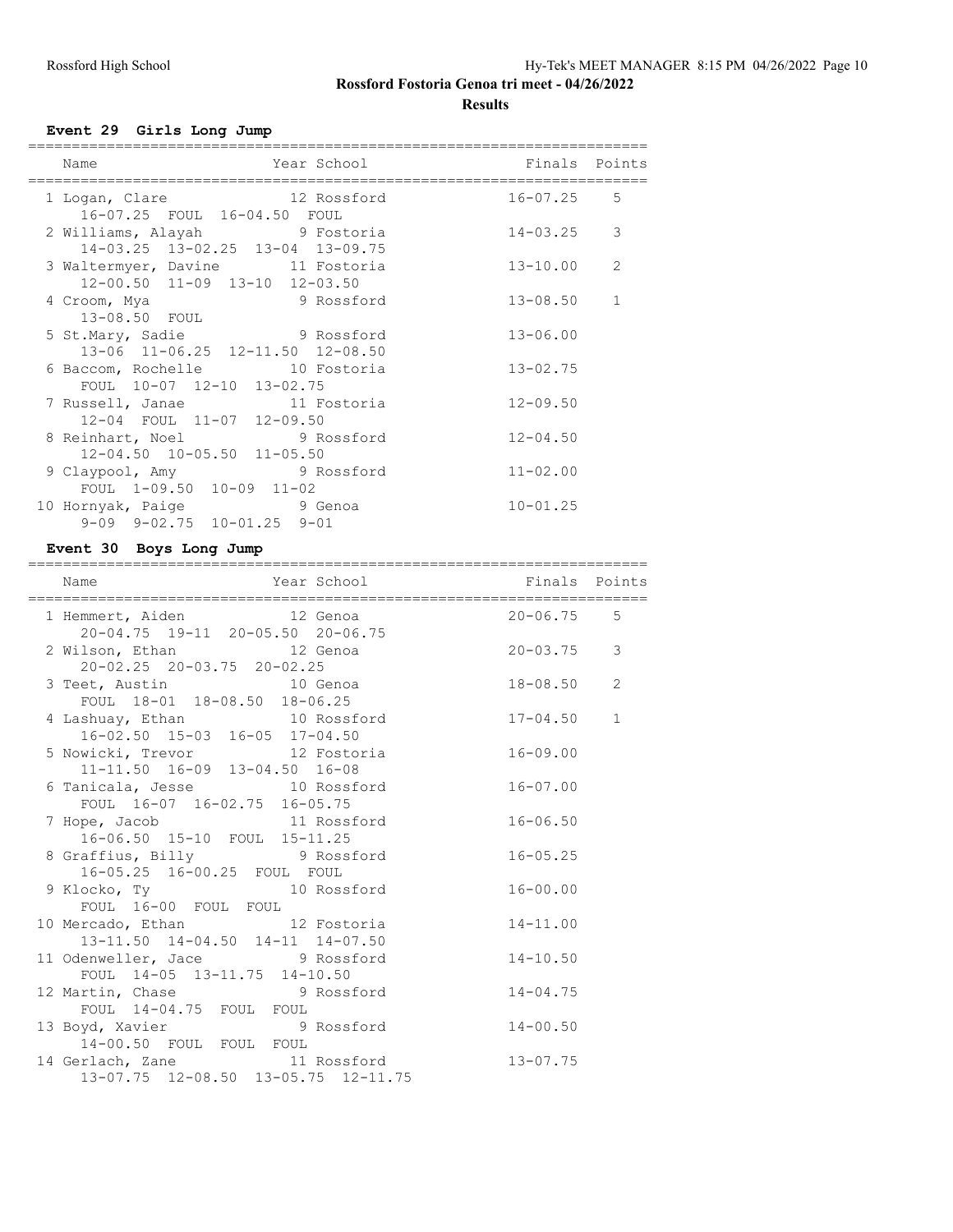## Rossford Fostoria Genoa tri meet - 04/26/2022

### Results

#### Event 29 Girls Long Jump

| Name | Year | School | Finals | Points |
|---|---|---|---|---|
| 1 Logan, Clare | 12 | Rossford | 16-07.25 | 5 |
| 16-07.25 FOUL 16-04.50 FOUL | | | | |
| 2 Williams, Alayah | 9 | Fostoria | 14-03.25 | 3 |
| 14-03.25 13-02.25 13-04 13-09.75 | | | | |
| 3 Waltermyer, Davine | 11 | Fostoria | 13-10.00 | 2 |
| 12-00.50 11-09 13-10 12-03.50 | | | | |
| 4 Croom, Mya | 9 | Rossford | 13-08.50 | 1 |
| 13-08.50 FOUL | | | | |
| 5 St.Mary, Sadie | 9 | Rossford | 13-06.00 | |
| 13-06 11-06.25 12-11.50 12-08.50 | | | | |
| 6 Baccom, Rochelle | 10 | Fostoria | 13-02.75 | |
| FOUL 10-07 12-10 13-02.75 | | | | |
| 7 Russell, Janae | 11 | Fostoria | 12-09.50 | |
| 12-04 FOUL 11-07 12-09.50 | | | | |
| 8 Reinhart, Noel | 9 | Rossford | 12-04.50 | |
| 12-04.50 10-05.50 11-05.50 | | | | |
| 9 Claypool, Amy | 9 | Rossford | 11-02.00 | |
| FOUL 1-09.50 10-09 11-02 | | | | |
| 10 Hornyak, Paige | 9 | Genoa | 10-01.25 | |
| 9-09 9-02.75 10-01.25 9-01 | | | | |

#### Event 30 Boys Long Jump

| Name | Year | School | Finals | Points |
|---|---|---|---|---|
| 1 Hemmert, Aiden | 12 | Genoa | 20-06.75 | 5 |
| 20-04.75 19-11 20-05.50 20-06.75 | | | | |
| 2 Wilson, Ethan | 12 | Genoa | 20-03.75 | 3 |
| 20-02.25 20-03.75 20-02.25 | | | | |
| 3 Teet, Austin | 10 | Genoa | 18-08.50 | 2 |
| FOUL 18-01 18-08.50 18-06.25 | | | | |
| 4 Lashuay, Ethan | 10 | Rossford | 17-04.50 | 1 |
| 16-02.50 15-03 16-05 17-04.50 | | | | |
| 5 Nowicki, Trevor | 12 | Fostoria | 16-09.00 | |
| 11-11.50 16-09 13-04.50 16-08 | | | | |
| 6 Tanicala, Jesse | 10 | Rossford | 16-07.00 | |
| FOUL 16-07 16-02.75 16-05.75 | | | | |
| 7 Hope, Jacob | 11 | Rossford | 16-06.50 | |
| 16-06.50 15-10 FOUL 15-11.25 | | | | |
| 8 Graffius, Billy | 9 | Rossford | 16-05.25 | |
| 16-05.25 16-00.25 FOUL FOUL | | | | |
| 9 Klocko, Ty | 10 | Rossford | 16-00.00 | |
| FOUL 16-00 FOUL FOUL | | | | |
| 10 Mercado, Ethan | 12 | Fostoria | 14-11.00 | |
| 13-11.50 14-04.50 14-11 14-07.50 | | | | |
| 11 Odenweller, Jace | 9 | Rossford | 14-10.50 | |
| FOUL 14-05 13-11.75 14-10.50 | | | | |
| 12 Martin, Chase | 9 | Rossford | 14-04.75 | |
| FOUL 14-04.75 FOUL FOUL | | | | |
| 13 Boyd, Xavier | 9 | Rossford | 14-00.50 | |
| 14-00.50 FOUL FOUL FOUL | | | | |
| 14 Gerlach, Zane | 11 | Rossford | 13-07.75 | |
| 13-07.75 12-08.50 13-05.75 12-11.75 | | | | |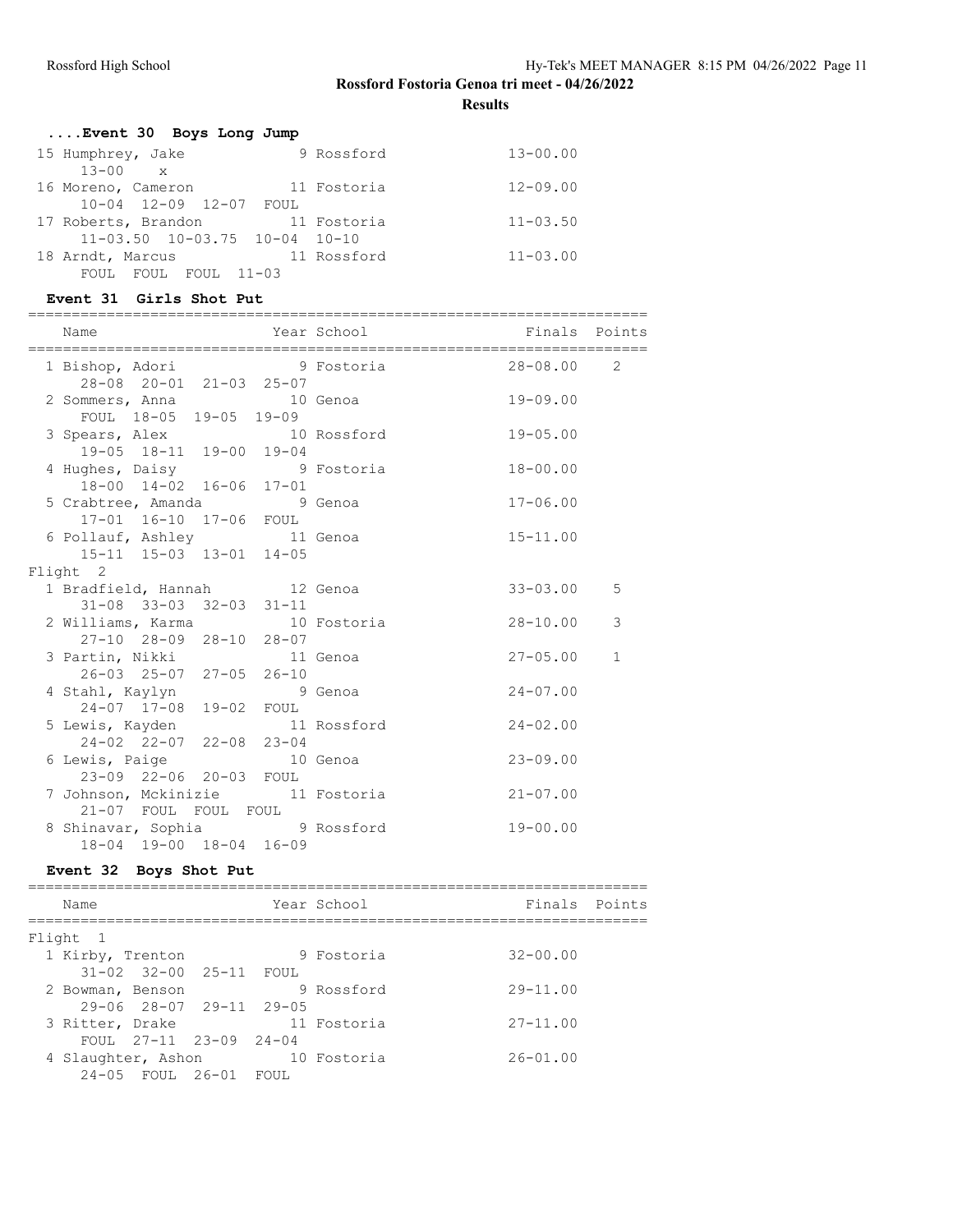## Rossford Fostoria Genoa tri meet - 04/26/2022

### Results

#### ....Event 30 Boys Long Jump

| Name | Year | School | Finals | Points |
|---|---|---|---|---|
| 15 Humphrey, Jake | 9 | Rossford | 13-00.00 | |
| 13-00 x | | | | |
| 16 Moreno, Cameron | 11 | Fostoria | 12-09.00 | |
| 10-04 12-09 12-07 FOUL | | | | |
| 17 Roberts, Brandon | 11 | Fostoria | 11-03.50 | |
| 11-03.50 10-03.75 10-04 10-10 | | | | |
| 18 Arndt, Marcus | 11 | Rossford | 11-03.00 | |
| FOUL FOUL FOUL 11-03 | | | | |

#### Event 31 Girls Shot Put

| Name | Year | School | Finals | Points |
|---|---|---|---|---|
| 1 Bishop, Adori | 9 | Fostoria | 28-08.00 | 2 |
| 28-08 20-01 21-03 25-07 | | | | |
| 2 Sommers, Anna | 10 | Genoa | 19-09.00 | |
| FOUL 18-05 19-05 19-09 | | | | |
| 3 Spears, Alex | 10 | Rossford | 19-05.00 | |
| 19-05 18-11 19-00 19-04 | | | | |
| 4 Hughes, Daisy | 9 | Fostoria | 18-00.00 | |
| 18-00 14-02 16-06 17-01 | | | | |
| 5 Crabtree, Amanda | 9 | Genoa | 17-06.00 | |
| 17-01 16-10 17-06 FOUL | | | | |
| 6 Pollauf, Ashley | 11 | Genoa | 15-11.00 | |
| 15-11 15-03 13-01 14-05 | | | | |
| **Flight 2** | | | | |
| 1 Bradfield, Hannah | 12 | Genoa | 33-03.00 | 5 |
| 31-08 33-03 32-03 31-11 | | | | |
| 2 Williams, Karma | 10 | Fostoria | 28-10.00 | 3 |
| 27-10 28-09 28-10 28-07 | | | | |
| 3 Partin, Nikki | 11 | Genoa | 27-05.00 | 1 |
| 26-03 25-07 27-05 26-10 | | | | |
| 4 Stahl, Kaylyn | 9 | Genoa | 24-07.00 | |
| 24-07 17-08 19-02 FOUL | | | | |
| 5 Lewis, Kayden | 11 | Rossford | 24-02.00 | |
| 24-02 22-07 22-08 23-04 | | | | |
| 6 Lewis, Paige | 10 | Genoa | 23-09.00 | |
| 23-09 22-06 20-03 FOUL | | | | |
| 7 Johnson, Mckinizie | 11 | Fostoria | 21-07.00 | |
| 21-07 FOUL FOUL FOUL | | | | |
| 8 Shinavar, Sophia | 9 | Rossford | 19-00.00 | |
| 18-04 19-00 18-04 16-09 | | | | |

#### Event 32 Boys Shot Put

| Name | Year | School | Finals | Points |
|---|---|---|---|---|
| **Flight 1** | | | | |
| 1 Kirby, Trenton | 9 | Fostoria | 32-00.00 | |
| 31-02 32-00 25-11 FOUL | | | | |
| 2 Bowman, Benson | 9 | Rossford | 29-11.00 | |
| 29-06 28-07 29-11 29-05 | | | | |
| 3 Ritter, Drake | 11 | Fostoria | 27-11.00 | |
| FOUL 27-11 23-09 24-04 | | | | |
| 4 Slaughter, Ashon | 10 | Fostoria | 26-01.00 | |
| 24-05 FOUL 26-01 FOUL | | | | |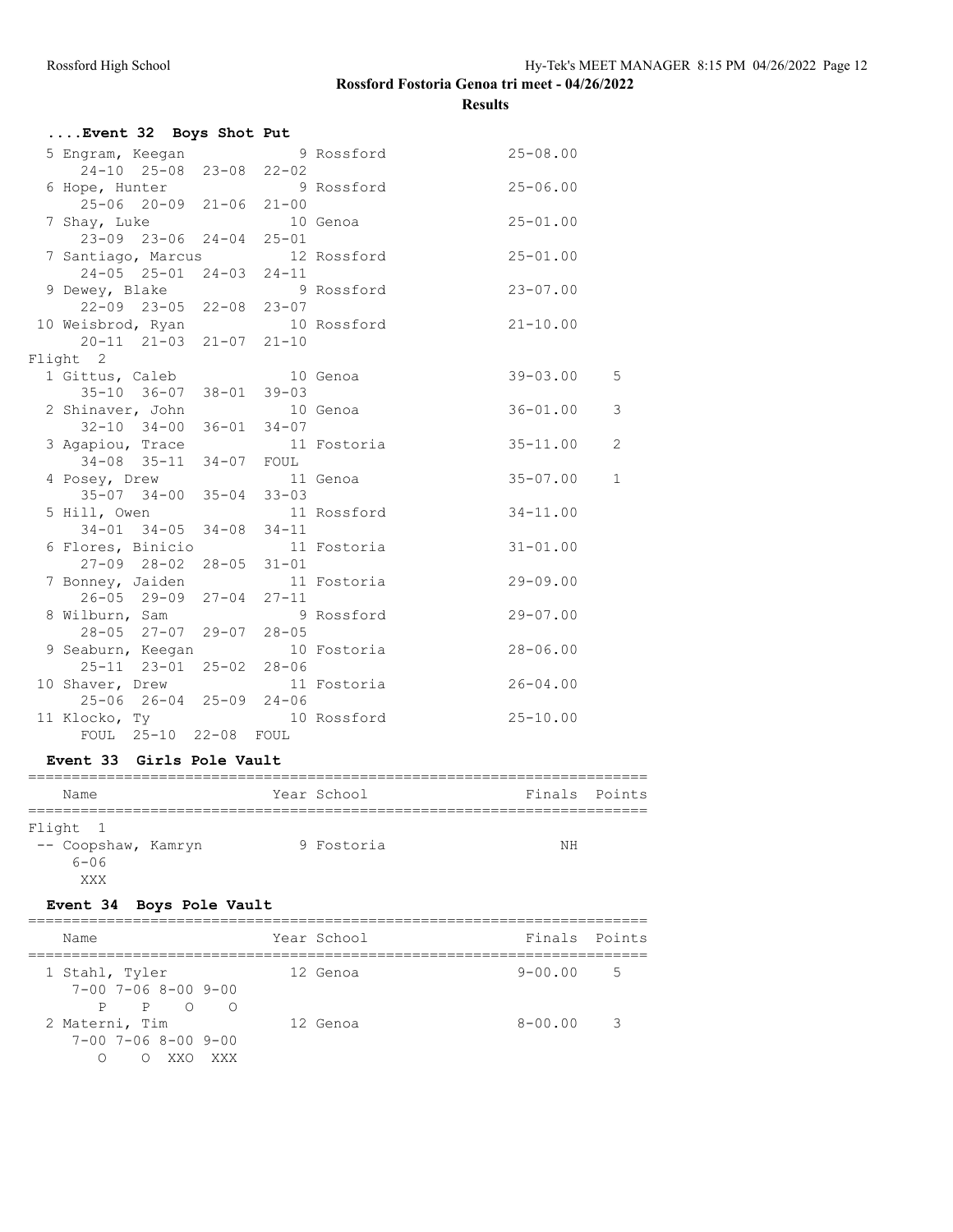## Rossford Fostoria Genoa tri meet - 04/26/2022

### Results

#### ....Event 32 Boys Shot Put

| Place | Name | Year | School | Finals | Points |
|---|---|---|---|---|---|
| 5 | Engram, Keegan | 9 | Rossford | 25-08.00 | |
| | 24-10 25-08 23-08 22-02 | | | | |
| 6 | Hope, Hunter | 9 | Rossford | 25-06.00 | |
| | 25-06 20-09 21-06 21-00 | | | | |
| 7 | Shay, Luke | 10 | Genoa | 25-01.00 | |
| | 23-09 23-06 24-04 25-01 | | | | |
| 7 | Santiago, Marcus | 12 | Rossford | 25-01.00 | |
| | 24-05 25-01 24-03 24-11 | | | | |
| 9 | Dewey, Blake | 9 | Rossford | 23-07.00 | |
| | 22-09 23-05 22-08 23-07 | | | | |
| 10 | Weisbrod, Ryan | 10 | Rossford | 21-10.00 | |
| | 20-11 21-03 21-07 21-10 | | | | |
| **Flight 2** | | | | | |
| 1 | Gittus, Caleb | 10 | Genoa | 39-03.00 | 5 |
| | 35-10 36-07 38-01 39-03 | | | | |
| 2 | Shinaver, John | 10 | Genoa | 36-01.00 | 3 |
| | 32-10 34-00 36-01 34-07 | | | | |
| 3 | Agapiou, Trace | 11 | Fostoria | 35-11.00 | 2 |
| | 34-08 35-11 34-07 FOUL | | | | |
| 4 | Posey, Drew | 11 | Genoa | 35-07.00 | 1 |
| | 35-07 34-00 35-04 33-03 | | | | |
| 5 | Hill, Owen | 11 | Rossford | 34-11.00 | |
| | 34-01 34-05 34-08 34-11 | | | | |
| 6 | Flores, Binicio | 11 | Fostoria | 31-01.00 | |
| | 27-09 28-02 28-05 31-01 | | | | |
| 7 | Bonney, Jaiden | 11 | Fostoria | 29-09.00 | |
| | 26-05 29-09 27-04 27-11 | | | | |
| 8 | Wilburn, Sam | 9 | Rossford | 29-07.00 | |
| | 28-05 27-07 29-07 28-05 | | | | |
| 9 | Seaburn, Keegan | 10 | Fostoria | 28-06.00 | |
| | 25-11 23-01 25-02 28-06 | | | | |
| 10 | Shaver, Drew | 11 | Fostoria | 26-04.00 | |
| | 25-06 26-04 25-09 24-06 | | | | |
| 11 | Klocko, Ty | 10 | Rossford | 25-10.00 | |
| | FOUL 25-10 22-08 FOUL | | | | |

#### Event 33 Girls Pole Vault

| Place | Name | Year | School | Finals | Points |
|---|---|---|---|---|---|
| **Flight 1** | | | | | |
| -- | Coopshaw, Kamryn | 9 | Fostoria | NH | |
| | 6-06 | | | | |
| | XXX | | | | |

#### Event 34 Boys Pole Vault

| Place | Name | Year | School | Finals | Points |
|---|---|---|---|---|---|
| 1 | Stahl, Tyler | 12 | Genoa | 9-00.00 | 5 |
| | 7-00 7-06 8-00 9-00 | | | | |
| | P P O O | | | | |
| 2 | Materni, Tim | 12 | Genoa | 8-00.00 | 3 |
| | 7-00 7-06 8-00 9-00 | | | | |
| | O O XXO XXX | | | | |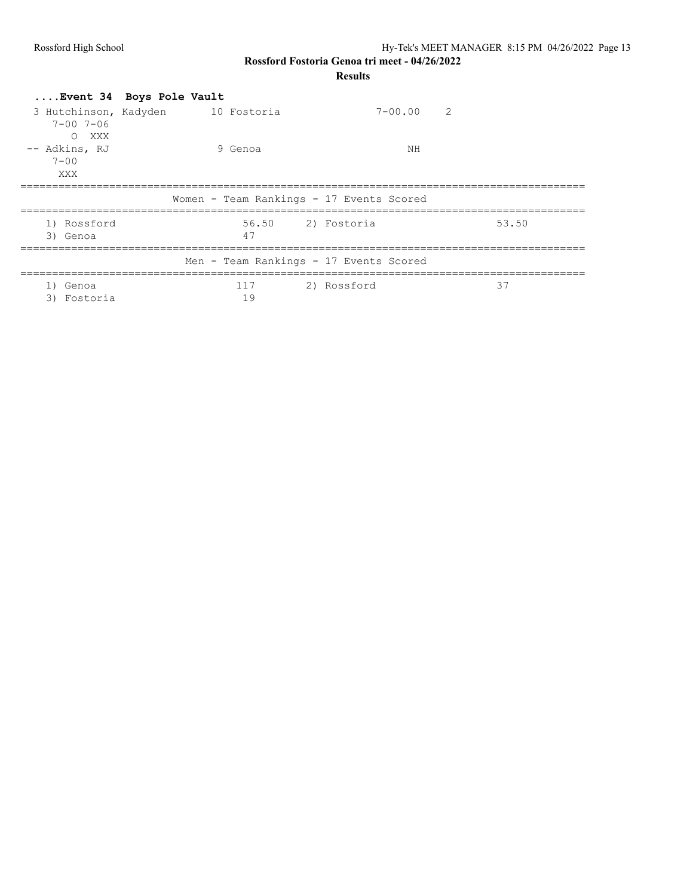### ....Event 34 Boys Pole Vault

```
 3 Hutchinson, Kadyden       10 Fostoria              7-00.00    2
     7-00 7-06
        O  XXX
-- Adkins, RJ                 9 Genoa                      NH
     7-00
      XXX
```

### Women - Team Rankings - 17 Events Scored

| | | | |
|---|---|---|---|
| 1) Rossford | 56.50 | 2) Fostoria | 53.50 |
| 3) Genoa | 47 | | |

### Men - Team Rankings - 17 Events Scored

| | | | |
|---|---|---|---|
| 1) Genoa | 117 | 2) Rossford | 37 |
| 3) Fostoria | 19 | | |